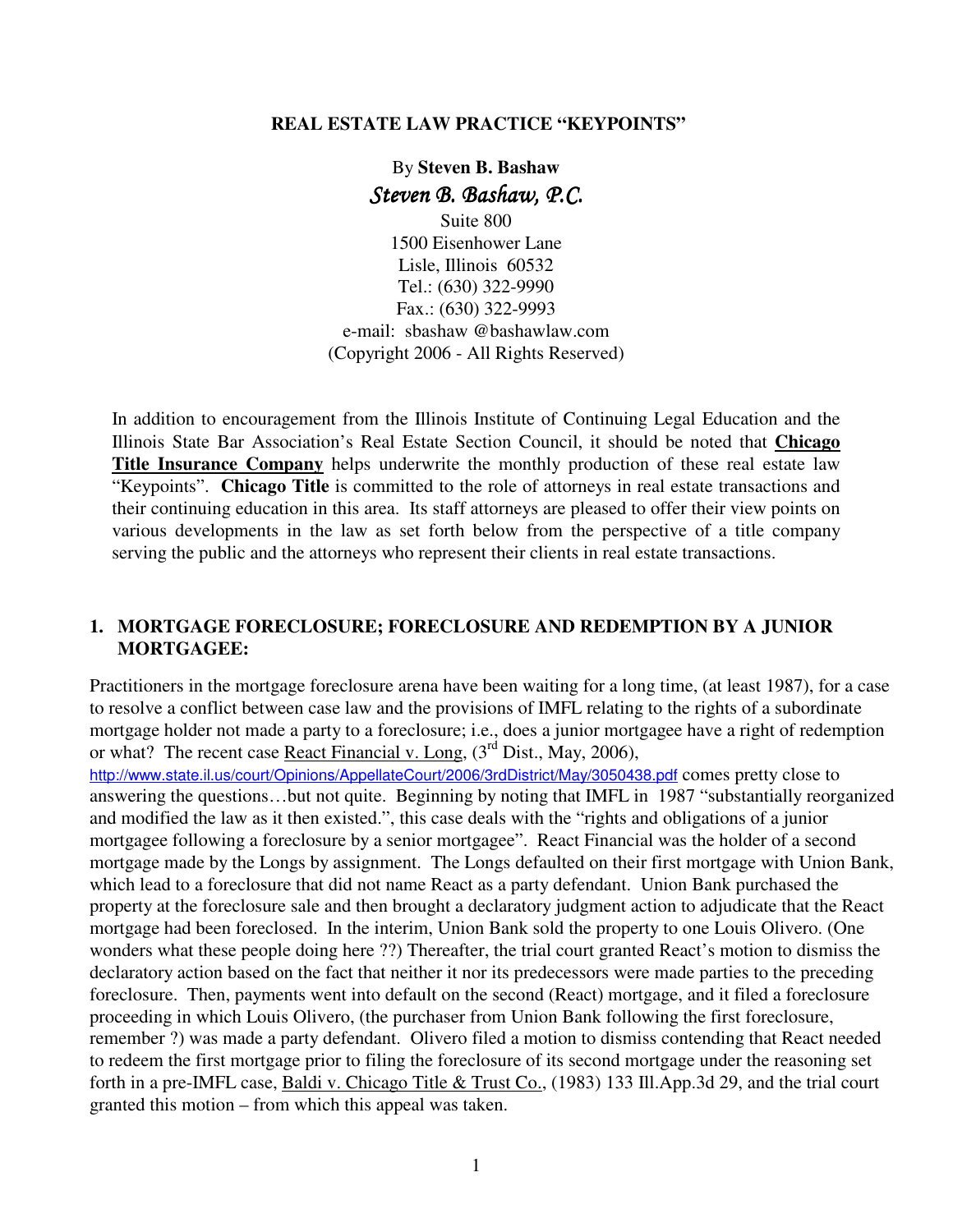**REAL ESTATE LAW PRACTICE "KEYPOINTS"**

By **Steven B. Bashaw**

***Steven B. Bashaw, P.C.***

Suite 800
1500 Eisenhower Lane
Lisle, Illinois 60532
Tel.: (630) 322-9990
Fax.: (630) 322-9993
e-mail: sbashaw @bashawlaw.com
(Copyright 2006 - All Rights Reserved)

In addition to encouragement from the Illinois Institute of Continuing Legal Education and the Illinois State Bar Association's Real Estate Section Council, it should be noted that **Chicago Title Insurance Company** helps underwrite the monthly production of these real estate law "Keypoints". **Chicago Title** is committed to the role of attorneys in real estate transactions and their continuing education in this area. Its staff attorneys are pleased to offer their view points on various developments in the law as set forth below from the perspective of a title company serving the public and the attorneys who represent their clients in real estate transactions.

## 1. MORTGAGE FORECLOSURE; FORECLOSURE AND REDEMPTION BY A JUNIOR MORTGAGEE:

Practitioners in the mortgage foreclosure arena have been waiting for a long time, (at least 1987), for a case to resolve a conflict between case law and the provisions of IMFL relating to the rights of a subordinate mortgage holder not made a party to a foreclosure; i.e., does a junior mortgagee have a right of redemption or what? The recent case React Financial v. Long, (3rd Dist., May, 2006), http://www.state.il.us/court/Opinions/AppellateCourt/2006/3rdDistrict/May/3050438.pdf comes pretty close to answering the questions…but not quite. Beginning by noting that IMFL in 1987 "substantially reorganized and modified the law as it then existed.", this case deals with the "rights and obligations of a junior mortgagee following a foreclosure by a senior mortgagee". React Financial was the holder of a second mortgage made by the Longs by assignment. The Longs defaulted on their first mortgage with Union Bank, which lead to a foreclosure that did not name React as a party defendant. Union Bank purchased the property at the foreclosure sale and then brought a declaratory judgment action to adjudicate that the React mortgage had been foreclosed. In the interim, Union Bank sold the property to one Louis Olivero. (One wonders what these people doing here ??) Thereafter, the trial court granted React's motion to dismiss the declaratory action based on the fact that neither it nor its predecessors were made parties to the preceding foreclosure. Then, payments went into default on the second (React) mortgage, and it filed a foreclosure proceeding in which Louis Olivero, (the purchaser from Union Bank following the first foreclosure, remember ?) was made a party defendant. Olivero filed a motion to dismiss contending that React needed to redeem the first mortgage prior to filing the foreclosure of its second mortgage under the reasoning set forth in a pre-IMFL case, Baldi v. Chicago Title & Trust Co., (1983) 133 Ill.App.3d 29, and the trial court granted this motion – from which this appeal was taken.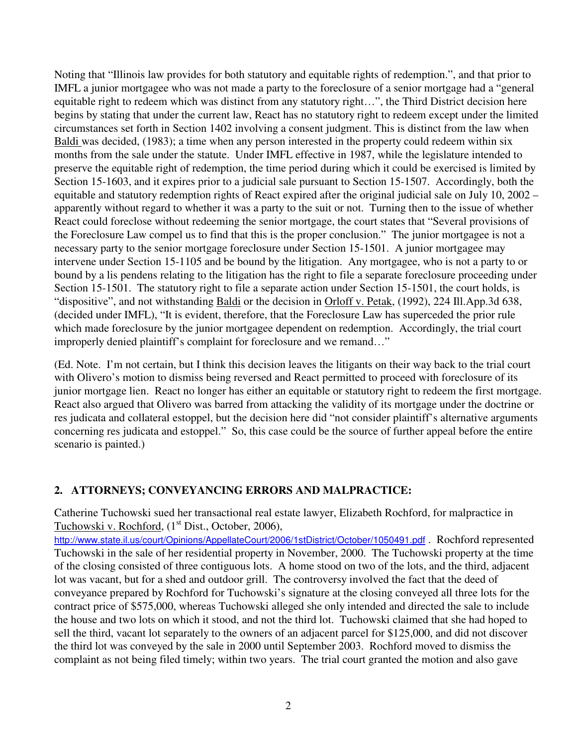Noting that "Illinois law provides for both statutory and equitable rights of redemption.", and that prior to IMFL a junior mortgagee who was not made a party to the foreclosure of a senior mortgage had a "general equitable right to redeem which was distinct from any statutory right…", the Third District decision here begins by stating that under the current law, React has no statutory right to redeem except under the limited circumstances set forth in Section 1402 involving a consent judgment. This is distinct from the law when Baldi was decided, (1983); a time when any person interested in the property could redeem within six months from the sale under the statute. Under IMFL effective in 1987, while the legislature intended to preserve the equitable right of redemption, the time period during which it could be exercised is limited by Section 15-1603, and it expires prior to a judicial sale pursuant to Section 15-1507. Accordingly, both the equitable and statutory redemption rights of React expired after the original judicial sale on July 10, 2002 – apparently without regard to whether it was a party to the suit or not. Turning then to the issue of whether React could foreclose without redeeming the senior mortgage, the court states that "Several provisions of the Foreclosure Law compel us to find that this is the proper conclusion." The junior mortgagee is not a necessary party to the senior mortgage foreclosure under Section 15-1501. A junior mortgagee may intervene under Section 15-1105 and be bound by the litigation. Any mortgagee, who is not a party to or bound by a lis pendens relating to the litigation has the right to file a separate foreclosure proceeding under Section 15-1501. The statutory right to file a separate action under Section 15-1501, the court holds, is "dispositive", and not withstanding Baldi or the decision in Orloff v. Petak, (1992), 224 Ill.App.3d 638, (decided under IMFL), "It is evident, therefore, that the Foreclosure Law has superceded the prior rule which made foreclosure by the junior mortgagee dependent on redemption. Accordingly, the trial court improperly denied plaintiff's complaint for foreclosure and we remand…"

(Ed. Note. I'm not certain, but I think this decision leaves the litigants on their way back to the trial court with Olivero's motion to dismiss being reversed and React permitted to proceed with foreclosure of its junior mortgage lien. React no longer has either an equitable or statutory right to redeem the first mortgage. React also argued that Olivero was barred from attacking the validity of its mortgage under the doctrine or res judicata and collateral estoppel, but the decision here did "not consider plaintiff's alternative arguments concerning res judicata and estoppel." So, this case could be the source of further appeal before the entire scenario is painted.)

## 2. ATTORNEYS; CONVEYANCING ERRORS AND MALPRACTICE:

Catherine Tuchowski sued her transactional real estate lawyer, Elizabeth Rochford, for malpractice in Tuchowski v. Rochford, (1st Dist., October, 2006), http://www.state.il.us/court/Opinions/AppellateCourt/2006/1stDistrict/October/1050491.pdf . Rochford represented Tuchowski in the sale of her residential property in November, 2000. The Tuchowski property at the time of the closing consisted of three contiguous lots. A home stood on two of the lots, and the third, adjacent lot was vacant, but for a shed and outdoor grill. The controversy involved the fact that the deed of conveyance prepared by Rochford for Tuchowski's signature at the closing conveyed all three lots for the contract price of $575,000, whereas Tuchowski alleged she only intended and directed the sale to include the house and two lots on which it stood, and not the third lot. Tuchowski claimed that she had hoped to sell the third, vacant lot separately to the owners of an adjacent parcel for $125,000, and did not discover the third lot was conveyed by the sale in 2000 until September 2003. Rochford moved to dismiss the complaint as not being filed timely; within two years. The trial court granted the motion and also gave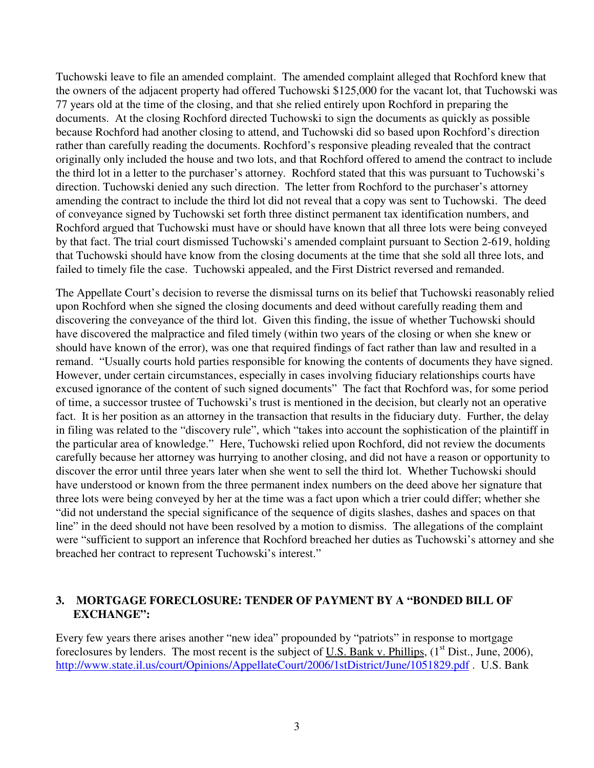Tuchowski leave to file an amended complaint. The amended complaint alleged that Rochford knew that the owners of the adjacent property had offered Tuchowski $125,000 for the vacant lot, that Tuchowski was 77 years old at the time of the closing, and that she relied entirely upon Rochford in preparing the documents. At the closing Rochford directed Tuchowski to sign the documents as quickly as possible because Rochford had another closing to attend, and Tuchowski did so based upon Rochford's direction rather than carefully reading the documents. Rochford's responsive pleading revealed that the contract originally only included the house and two lots, and that Rochford offered to amend the contract to include the third lot in a letter to the purchaser's attorney. Rochford stated that this was pursuant to Tuchowski's direction. Tuchowski denied any such direction. The letter from Rochford to the purchaser's attorney amending the contract to include the third lot did not reveal that a copy was sent to Tuchowski. The deed of conveyance signed by Tuchowski set forth three distinct permanent tax identification numbers, and Rochford argued that Tuchowski must have or should have known that all three lots were being conveyed by that fact. The trial court dismissed Tuchowski's amended complaint pursuant to Section 2-619, holding that Tuchowski should have know from the closing documents at the time that she sold all three lots, and failed to timely file the case. Tuchowski appealed, and the First District reversed and remanded.

The Appellate Court's decision to reverse the dismissal turns on its belief that Tuchowski reasonably relied upon Rochford when she signed the closing documents and deed without carefully reading them and discovering the conveyance of the third lot. Given this finding, the issue of whether Tuchowski should have discovered the malpractice and filed timely (within two years of the closing or when she knew or should have known of the error), was one that required findings of fact rather than law and resulted in a remand. "Usually courts hold parties responsible for knowing the contents of documents they have signed. However, under certain circumstances, especially in cases involving fiduciary relationships courts have excused ignorance of the content of such signed documents" The fact that Rochford was, for some period of time, a successor trustee of Tuchowski's trust is mentioned in the decision, but clearly not an operative fact. It is her position as an attorney in the transaction that results in the fiduciary duty. Further, the delay in filing was related to the "discovery rule", which "takes into account the sophistication of the plaintiff in the particular area of knowledge." Here, Tuchowski relied upon Rochford, did not review the documents carefully because her attorney was hurrying to another closing, and did not have a reason or opportunity to discover the error until three years later when she went to sell the third lot. Whether Tuchowski should have understood or known from the three permanent index numbers on the deed above her signature that three lots were being conveyed by her at the time was a fact upon which a trier could differ; whether she "did not understand the special significance of the sequence of digits slashes, dashes and spaces on that line" in the deed should not have been resolved by a motion to dismiss. The allegations of the complaint were "sufficient to support an inference that Rochford breached her duties as Tuchowski's attorney and she breached her contract to represent Tuchowski's interest."

### 3. MORTGAGE FORECLOSURE: TENDER OF PAYMENT BY A "BONDED BILL OF EXCHANGE":

Every few years there arises another "new idea" propounded by "patriots" in response to mortgage foreclosures by lenders. The most recent is the subject of U.S. Bank v. Phillips, (1st Dist., June, 2006), http://www.state.il.us/court/Opinions/AppellateCourt/2006/1stDistrict/June/1051829.pdf . U.S. Bank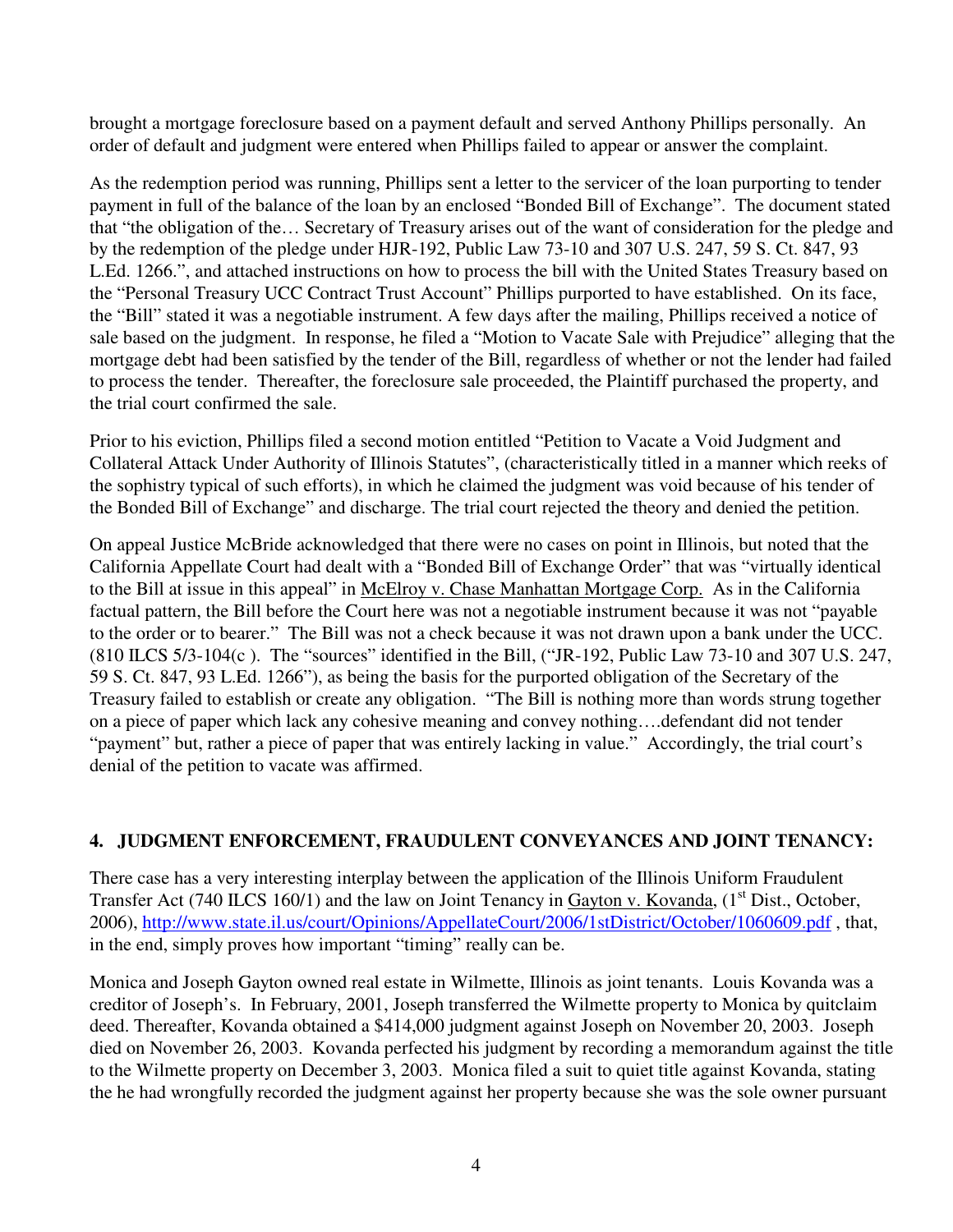brought a mortgage foreclosure based on a payment default and served Anthony Phillips personally. An order of default and judgment were entered when Phillips failed to appear or answer the complaint.

As the redemption period was running, Phillips sent a letter to the servicer of the loan purporting to tender payment in full of the balance of the loan by an enclosed "Bonded Bill of Exchange". The document stated that "the obligation of the… Secretary of Treasury arises out of the want of consideration for the pledge and by the redemption of the pledge under HJR-192, Public Law 73-10 and 307 U.S. 247, 59 S. Ct. 847, 93 L.Ed. 1266.", and attached instructions on how to process the bill with the United States Treasury based on the "Personal Treasury UCC Contract Trust Account" Phillips purported to have established. On its face, the "Bill" stated it was a negotiable instrument. A few days after the mailing, Phillips received a notice of sale based on the judgment. In response, he filed a "Motion to Vacate Sale with Prejudice" alleging that the mortgage debt had been satisfied by the tender of the Bill, regardless of whether or not the lender had failed to process the tender. Thereafter, the foreclosure sale proceeded, the Plaintiff purchased the property, and the trial court confirmed the sale.

Prior to his eviction, Phillips filed a second motion entitled "Petition to Vacate a Void Judgment and Collateral Attack Under Authority of Illinois Statutes", (characteristically titled in a manner which reeks of the sophistry typical of such efforts), in which he claimed the judgment was void because of his tender of the Bonded Bill of Exchange" and discharge. The trial court rejected the theory and denied the petition.

On appeal Justice McBride acknowledged that there were no cases on point in Illinois, but noted that the California Appellate Court had dealt with a "Bonded Bill of Exchange Order" that was "virtually identical to the Bill at issue in this appeal" in McElroy v. Chase Manhattan Mortgage Corp. As in the California factual pattern, the Bill before the Court here was not a negotiable instrument because it was not "payable to the order or to bearer." The Bill was not a check because it was not drawn upon a bank under the UCC. (810 ILCS 5/3-104(c ). The "sources" identified in the Bill, ("JR-192, Public Law 73-10 and 307 U.S. 247, 59 S. Ct. 847, 93 L.Ed. 1266"), as being the basis for the purported obligation of the Secretary of the Treasury failed to establish or create any obligation. "The Bill is nothing more than words strung together on a piece of paper which lack any cohesive meaning and convey nothing….defendant did not tender "payment" but, rather a piece of paper that was entirely lacking in value." Accordingly, the trial court's denial of the petition to vacate was affirmed.

## 4. JUDGMENT ENFORCEMENT, FRAUDULENT CONVEYANCES AND JOINT TENANCY:

There case has a very interesting interplay between the application of the Illinois Uniform Fraudulent Transfer Act (740 ILCS 160/1) and the law on Joint Tenancy in Gayton v. Kovanda, (1st Dist., October, 2006), http://www.state.il.us/court/Opinions/AppellateCourt/2006/1stDistrict/October/1060609.pdf , that, in the end, simply proves how important "timing" really can be.

Monica and Joseph Gayton owned real estate in Wilmette, Illinois as joint tenants. Louis Kovanda was a creditor of Joseph's. In February, 2001, Joseph transferred the Wilmette property to Monica by quitclaim deed. Thereafter, Kovanda obtained a $414,000 judgment against Joseph on November 20, 2003. Joseph died on November 26, 2003. Kovanda perfected his judgment by recording a memorandum against the title to the Wilmette property on December 3, 2003. Monica filed a suit to quiet title against Kovanda, stating the he had wrongfully recorded the judgment against her property because she was the sole owner pursuant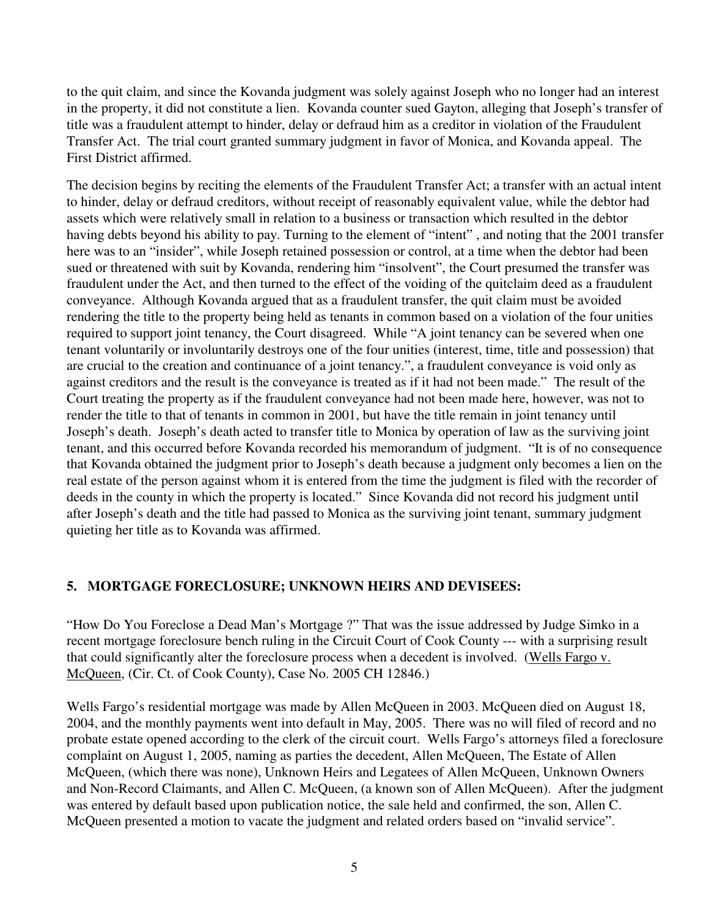to the quit claim, and since the Kovanda judgment was solely against Joseph who no longer had an interest in the property, it did not constitute a lien. Kovanda counter sued Gayton, alleging that Joseph's transfer of title was a fraudulent attempt to hinder, delay or defraud him as a creditor in violation of the Fraudulent Transfer Act. The trial court granted summary judgment in favor of Monica, and Kovanda appeal. The First District affirmed.

The decision begins by reciting the elements of the Fraudulent Transfer Act; a transfer with an actual intent to hinder, delay or defraud creditors, without receipt of reasonably equivalent value, while the debtor had assets which were relatively small in relation to a business or transaction which resulted in the debtor having debts beyond his ability to pay. Turning to the element of "intent" , and noting that the 2001 transfer here was to an "insider", while Joseph retained possession or control, at a time when the debtor had been sued or threatened with suit by Kovanda, rendering him "insolvent", the Court presumed the transfer was fraudulent under the Act, and then turned to the effect of the voiding of the quitclaim deed as a fraudulent conveyance. Although Kovanda argued that as a fraudulent transfer, the quit claim must be avoided rendering the title to the property being held as tenants in common based on a violation of the four unities required to support joint tenancy, the Court disagreed. While "A joint tenancy can be severed when one tenant voluntarily or involuntarily destroys one of the four unities (interest, time, title and possession) that are crucial to the creation and continuance of a joint tenancy.", a fraudulent conveyance is void only as against creditors and the result is the conveyance is treated as if it had not been made." The result of the Court treating the property as if the fraudulent conveyance had not been made here, however, was not to render the title to that of tenants in common in 2001, but have the title remain in joint tenancy until Joseph's death. Joseph's death acted to transfer title to Monica by operation of law as the surviving joint tenant, and this occurred before Kovanda recorded his memorandum of judgment. "It is of no consequence that Kovanda obtained the judgment prior to Joseph's death because a judgment only becomes a lien on the real estate of the person against whom it is entered from the time the judgment is filed with the recorder of deeds in the county in which the property is located." Since Kovanda did not record his judgment until after Joseph's death and the title had passed to Monica as the surviving joint tenant, summary judgment quieting her title as to Kovanda was affirmed.

## 5. MORTGAGE FORECLOSURE; UNKNOWN HEIRS AND DEVISEES:

"How Do You Foreclose a Dead Man's Mortgage ?" That was the issue addressed by Judge Simko in a recent mortgage foreclosure bench ruling in the Circuit Court of Cook County --- with a surprising result that could significantly alter the foreclosure process when a decedent is involved. (Wells Fargo v. McQueen, (Cir. Ct. of Cook County), Case No. 2005 CH 12846.)

Wells Fargo's residential mortgage was made by Allen McQueen in 2003. McQueen died on August 18, 2004, and the monthly payments went into default in May, 2005. There was no will filed of record and no probate estate opened according to the clerk of the circuit court. Wells Fargo's attorneys filed a foreclosure complaint on August 1, 2005, naming as parties the decedent, Allen McQueen, The Estate of Allen McQueen, (which there was none), Unknown Heirs and Legatees of Allen McQueen, Unknown Owners and Non-Record Claimants, and Allen C. McQueen, (a known son of Allen McQueen). After the judgment was entered by default based upon publication notice, the sale held and confirmed, the son, Allen C. McQueen presented a motion to vacate the judgment and related orders based on "invalid service".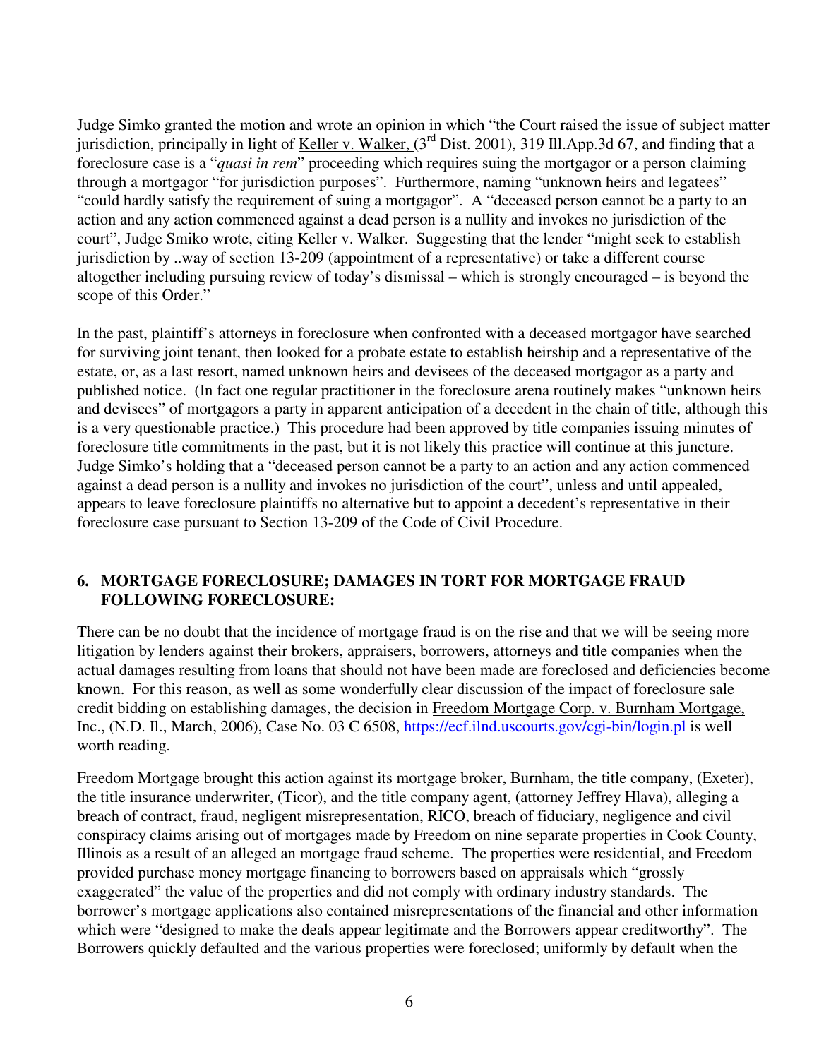Judge Simko granted the motion and wrote an opinion in which "the Court raised the issue of subject matter jurisdiction, principally in light of Keller v. Walker, (3rd Dist. 2001), 319 Ill.App.3d 67, and finding that a foreclosure case is a "*quasi in rem*" proceeding which requires suing the mortgagor or a person claiming through a mortgagor "for jurisdiction purposes". Furthermore, naming "unknown heirs and legatees" "could hardly satisfy the requirement of suing a mortgagor". A "deceased person cannot be a party to an action and any action commenced against a dead person is a nullity and invokes no jurisdiction of the court", Judge Smiko wrote, citing Keller v. Walker. Suggesting that the lender "might seek to establish jurisdiction by ..way of section 13-209 (appointment of a representative) or take a different course altogether including pursuing review of today's dismissal – which is strongly encouraged – is beyond the scope of this Order."

In the past, plaintiff's attorneys in foreclosure when confronted with a deceased mortgagor have searched for surviving joint tenant, then looked for a probate estate to establish heirship and a representative of the estate, or, as a last resort, named unknown heirs and devisees of the deceased mortgagor as a party and published notice. (In fact one regular practitioner in the foreclosure arena routinely makes "unknown heirs and devisees" of mortgagors a party in apparent anticipation of a decedent in the chain of title, although this is a very questionable practice.) This procedure had been approved by title companies issuing minutes of foreclosure title commitments in the past, but it is not likely this practice will continue at this juncture. Judge Simko's holding that a "deceased person cannot be a party to an action and any action commenced against a dead person is a nullity and invokes no jurisdiction of the court", unless and until appealed, appears to leave foreclosure plaintiffs no alternative but to appoint a decedent's representative in their foreclosure case pursuant to Section 13-209 of the Code of Civil Procedure.

## 6. MORTGAGE FORECLOSURE; DAMAGES IN TORT FOR MORTGAGE FRAUD FOLLOWING FORECLOSURE:

There can be no doubt that the incidence of mortgage fraud is on the rise and that we will be seeing more litigation by lenders against their brokers, appraisers, borrowers, attorneys and title companies when the actual damages resulting from loans that should not have been made are foreclosed and deficiencies become known. For this reason, as well as some wonderfully clear discussion of the impact of foreclosure sale credit bidding on establishing damages, the decision in Freedom Mortgage Corp. v. Burnham Mortgage, Inc., (N.D. Il., March, 2006), Case No. 03 C 6508, https://ecf.ilnd.uscourts.gov/cgi-bin/login.pl is well worth reading.

Freedom Mortgage brought this action against its mortgage broker, Burnham, the title company, (Exeter), the title insurance underwriter, (Ticor), and the title company agent, (attorney Jeffrey Hlava), alleging a breach of contract, fraud, negligent misrepresentation, RICO, breach of fiduciary, negligence and civil conspiracy claims arising out of mortgages made by Freedom on nine separate properties in Cook County, Illinois as a result of an alleged an mortgage fraud scheme. The properties were residential, and Freedom provided purchase money mortgage financing to borrowers based on appraisals which "grossly exaggerated" the value of the properties and did not comply with ordinary industry standards. The borrower's mortgage applications also contained misrepresentations of the financial and other information which were "designed to make the deals appear legitimate and the Borrowers appear creditworthy". The Borrowers quickly defaulted and the various properties were foreclosed; uniformly by default when the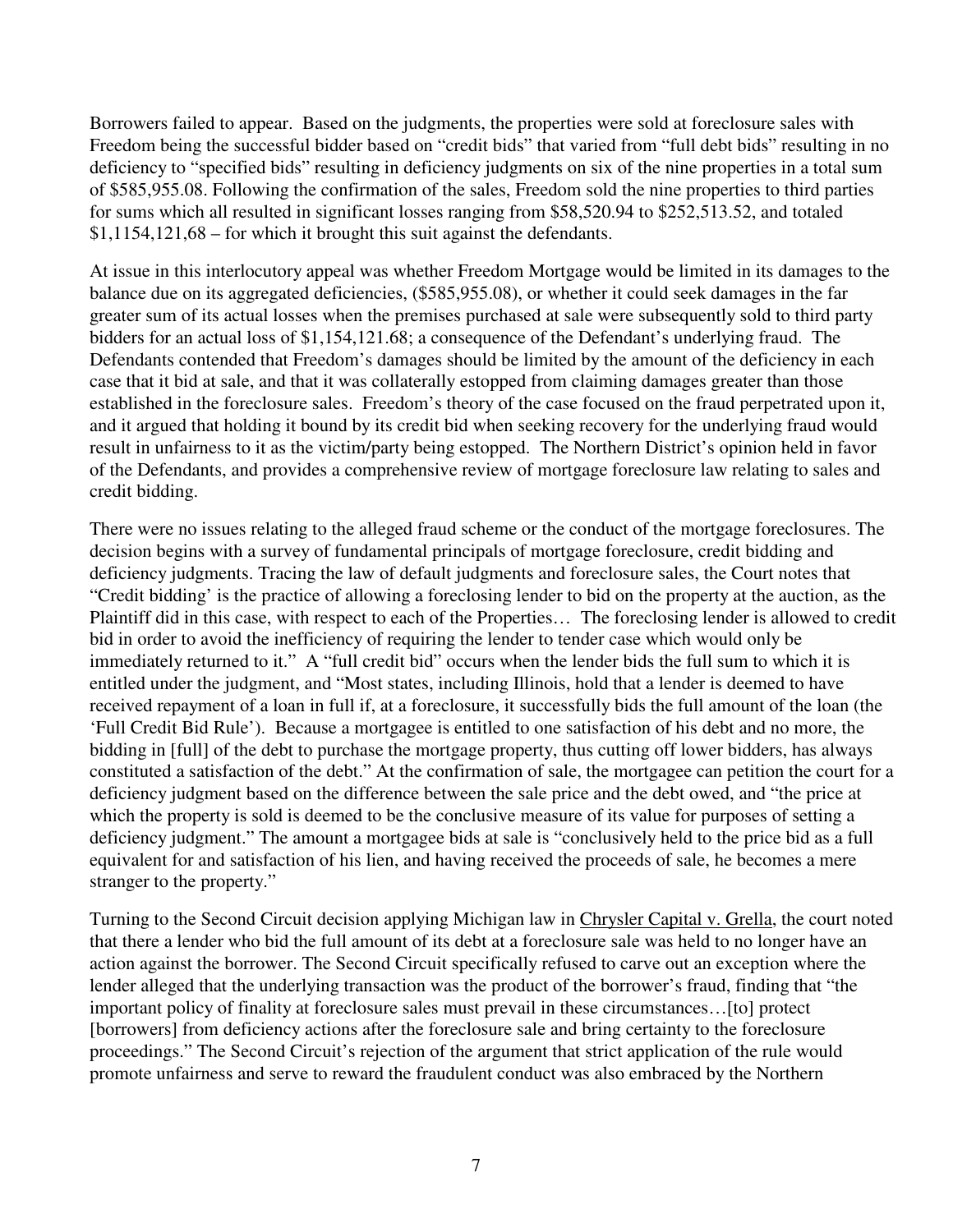Borrowers failed to appear. Based on the judgments, the properties were sold at foreclosure sales with Freedom being the successful bidder based on "credit bids" that varied from "full debt bids" resulting in no deficiency to "specified bids" resulting in deficiency judgments on six of the nine properties in a total sum of $585,955.08. Following the confirmation of the sales, Freedom sold the nine properties to third parties for sums which all resulted in significant losses ranging from $58,520.94 to $252,513.52, and totaled $1,1154,121,68 – for which it brought this suit against the defendants.

At issue in this interlocutory appeal was whether Freedom Mortgage would be limited in its damages to the balance due on its aggregated deficiencies, ($585,955.08), or whether it could seek damages in the far greater sum of its actual losses when the premises purchased at sale were subsequently sold to third party bidders for an actual loss of $1,154,121.68; a consequence of the Defendant's underlying fraud. The Defendants contended that Freedom's damages should be limited by the amount of the deficiency in each case that it bid at sale, and that it was collaterally estopped from claiming damages greater than those established in the foreclosure sales. Freedom's theory of the case focused on the fraud perpetrated upon it, and it argued that holding it bound by its credit bid when seeking recovery for the underlying fraud would result in unfairness to it as the victim/party being estopped. The Northern District's opinion held in favor of the Defendants, and provides a comprehensive review of mortgage foreclosure law relating to sales and credit bidding.

There were no issues relating to the alleged fraud scheme or the conduct of the mortgage foreclosures. The decision begins with a survey of fundamental principals of mortgage foreclosure, credit bidding and deficiency judgments. Tracing the law of default judgments and foreclosure sales, the Court notes that "Credit bidding' is the practice of allowing a foreclosing lender to bid on the property at the auction, as the Plaintiff did in this case, with respect to each of the Properties… The foreclosing lender is allowed to credit bid in order to avoid the inefficiency of requiring the lender to tender case which would only be immediately returned to it." A "full credit bid" occurs when the lender bids the full sum to which it is entitled under the judgment, and "Most states, including Illinois, hold that a lender is deemed to have received repayment of a loan in full if, at a foreclosure, it successfully bids the full amount of the loan (the 'Full Credit Bid Rule'). Because a mortgagee is entitled to one satisfaction of his debt and no more, the bidding in [full] of the debt to purchase the mortgage property, thus cutting off lower bidders, has always constituted a satisfaction of the debt." At the confirmation of sale, the mortgagee can petition the court for a deficiency judgment based on the difference between the sale price and the debt owed, and "the price at which the property is sold is deemed to be the conclusive measure of its value for purposes of setting a deficiency judgment." The amount a mortgagee bids at sale is "conclusively held to the price bid as a full equivalent for and satisfaction of his lien, and having received the proceeds of sale, he becomes a mere stranger to the property."

Turning to the Second Circuit decision applying Michigan law in Chrysler Capital v. Grella, the court noted that there a lender who bid the full amount of its debt at a foreclosure sale was held to no longer have an action against the borrower. The Second Circuit specifically refused to carve out an exception where the lender alleged that the underlying transaction was the product of the borrower's fraud, finding that "the important policy of finality at foreclosure sales must prevail in these circumstances…[to] protect [borrowers] from deficiency actions after the foreclosure sale and bring certainty to the foreclosure proceedings." The Second Circuit's rejection of the argument that strict application of the rule would promote unfairness and serve to reward the fraudulent conduct was also embraced by the Northern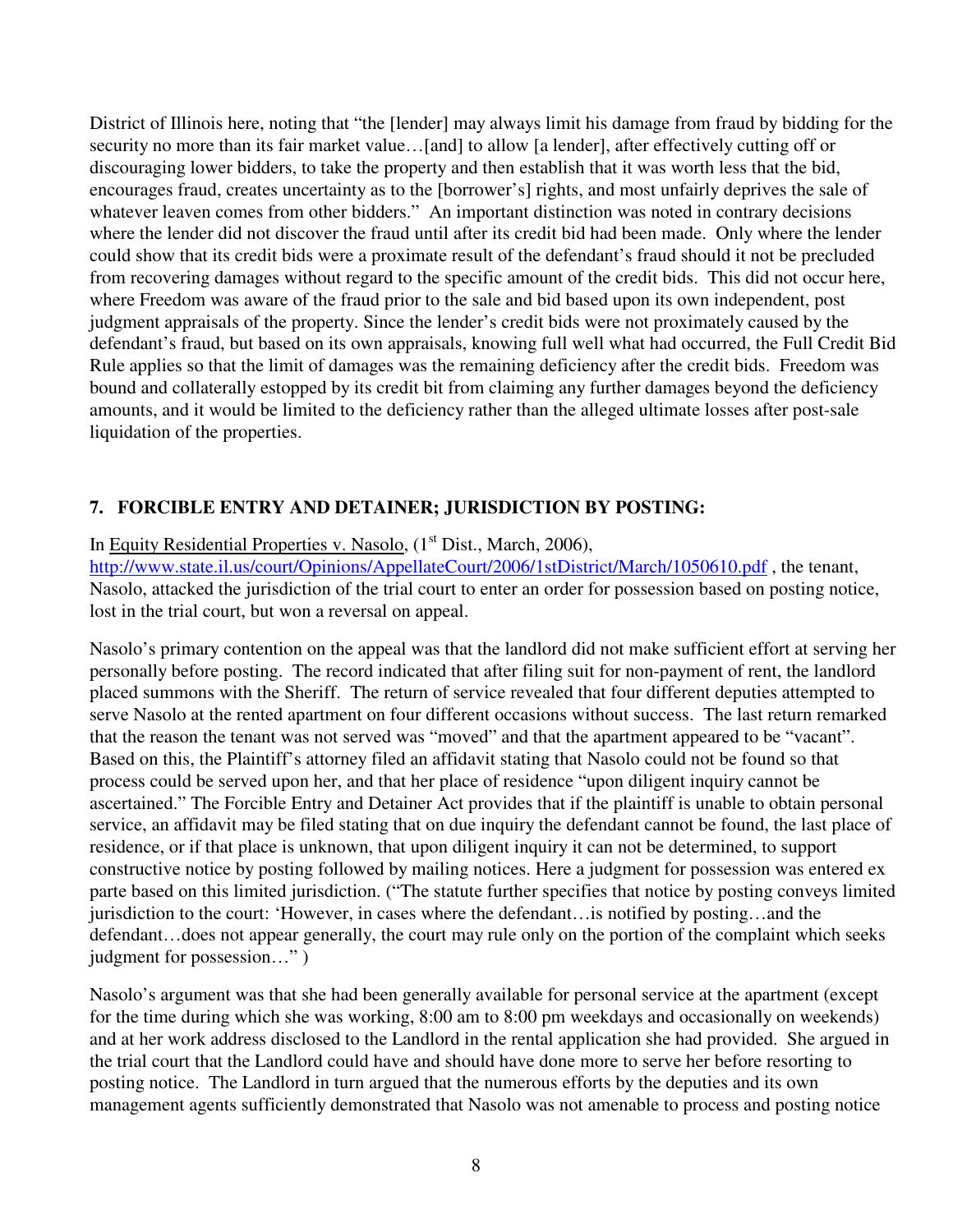District of Illinois here, noting that "the [lender] may always limit his damage from fraud by bidding for the security no more than its fair market value…[and] to allow [a lender], after effectively cutting off or discouraging lower bidders, to take the property and then establish that it was worth less that the bid, encourages fraud, creates uncertainty as to the [borrower's] rights, and most unfairly deprives the sale of whatever leaven comes from other bidders." An important distinction was noted in contrary decisions where the lender did not discover the fraud until after its credit bid had been made. Only where the lender could show that its credit bids were a proximate result of the defendant's fraud should it not be precluded from recovering damages without regard to the specific amount of the credit bids. This did not occur here, where Freedom was aware of the fraud prior to the sale and bid based upon its own independent, post judgment appraisals of the property. Since the lender's credit bids were not proximately caused by the defendant's fraud, but based on its own appraisals, knowing full well what had occurred, the Full Credit Bid Rule applies so that the limit of damages was the remaining deficiency after the credit bids. Freedom was bound and collaterally estopped by its credit bit from claiming any further damages beyond the deficiency amounts, and it would be limited to the deficiency rather than the alleged ultimate losses after post-sale liquidation of the properties.

## 7. FORCIBLE ENTRY AND DETAINER; JURISDICTION BY POSTING:

In Equity Residential Properties v. Nasolo, (1st Dist., March, 2006), http://www.state.il.us/court/Opinions/AppellateCourt/2006/1stDistrict/March/1050610.pdf , the tenant, Nasolo, attacked the jurisdiction of the trial court to enter an order for possession based on posting notice, lost in the trial court, but won a reversal on appeal.

Nasolo's primary contention on the appeal was that the landlord did not make sufficient effort at serving her personally before posting. The record indicated that after filing suit for non-payment of rent, the landlord placed summons with the Sheriff. The return of service revealed that four different deputies attempted to serve Nasolo at the rented apartment on four different occasions without success. The last return remarked that the reason the tenant was not served was "moved" and that the apartment appeared to be "vacant". Based on this, the Plaintiff's attorney filed an affidavit stating that Nasolo could not be found so that process could be served upon her, and that her place of residence "upon diligent inquiry cannot be ascertained." The Forcible Entry and Detainer Act provides that if the plaintiff is unable to obtain personal service, an affidavit may be filed stating that on due inquiry the defendant cannot be found, the last place of residence, or if that place is unknown, that upon diligent inquiry it can not be determined, to support constructive notice by posting followed by mailing notices. Here a judgment for possession was entered ex parte based on this limited jurisdiction. ("The statute further specifies that notice by posting conveys limited jurisdiction to the court: 'However, in cases where the defendant…is notified by posting…and the defendant…does not appear generally, the court may rule only on the portion of the complaint which seeks judgment for possession…" )

Nasolo's argument was that she had been generally available for personal service at the apartment (except for the time during which she was working, 8:00 am to 8:00 pm weekdays and occasionally on weekends) and at her work address disclosed to the Landlord in the rental application she had provided. She argued in the trial court that the Landlord could have and should have done more to serve her before resorting to posting notice. The Landlord in turn argued that the numerous efforts by the deputies and its own management agents sufficiently demonstrated that Nasolo was not amenable to process and posting notice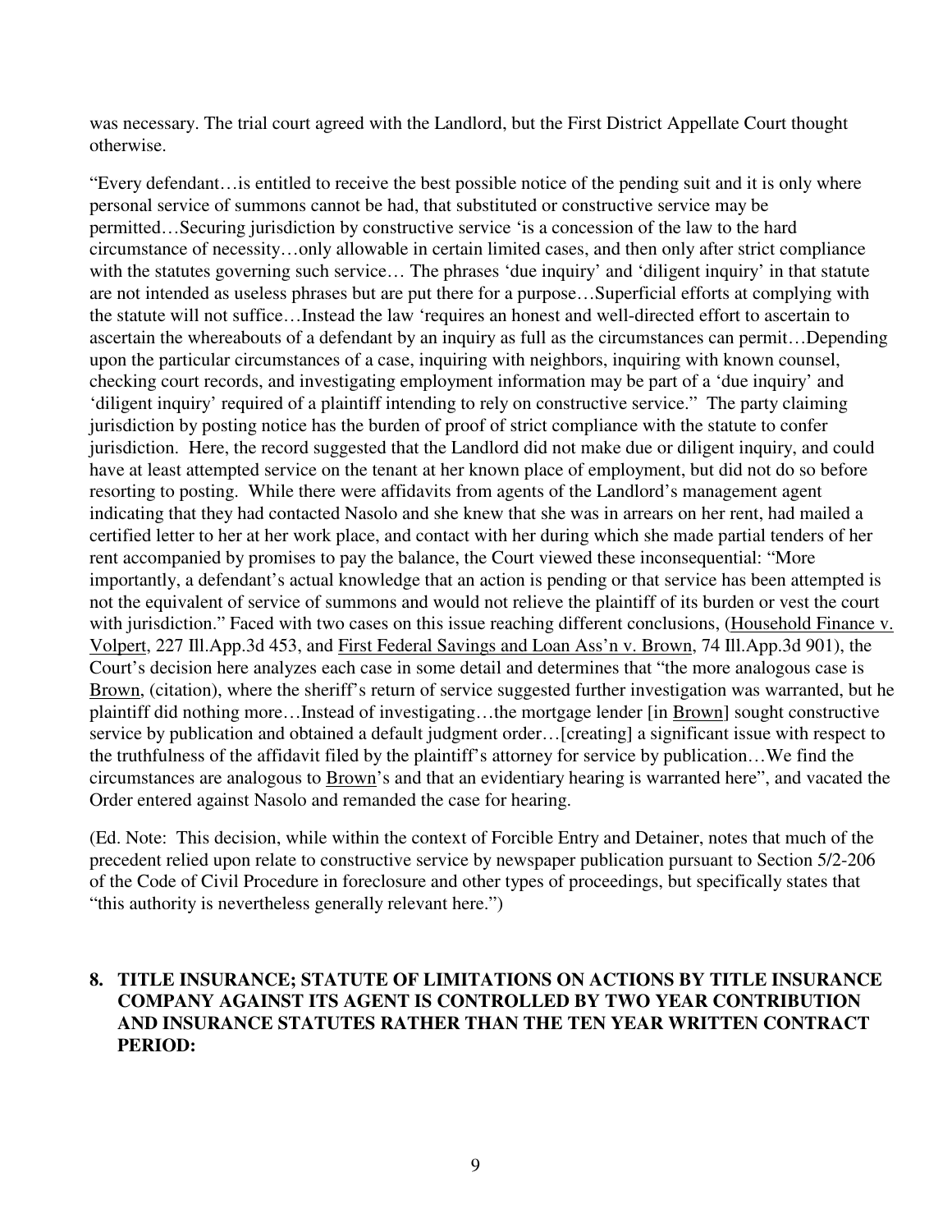was necessary. The trial court agreed with the Landlord, but the First District Appellate Court thought otherwise.

"Every defendant…is entitled to receive the best possible notice of the pending suit and it is only where personal service of summons cannot be had, that substituted or constructive service may be permitted…Securing jurisdiction by constructive service 'is a concession of the law to the hard circumstance of necessity…only allowable in certain limited cases, and then only after strict compliance with the statutes governing such service… The phrases 'due inquiry' and 'diligent inquiry' in that statute are not intended as useless phrases but are put there for a purpose…Superficial efforts at complying with the statute will not suffice…Instead the law 'requires an honest and well-directed effort to ascertain to ascertain the whereabouts of a defendant by an inquiry as full as the circumstances can permit…Depending upon the particular circumstances of a case, inquiring with neighbors, inquiring with known counsel, checking court records, and investigating employment information may be part of a 'due inquiry' and 'diligent inquiry' required of a plaintiff intending to rely on constructive service." The party claiming jurisdiction by posting notice has the burden of proof of strict compliance with the statute to confer jurisdiction. Here, the record suggested that the Landlord did not make due or diligent inquiry, and could have at least attempted service on the tenant at her known place of employment, but did not do so before resorting to posting. While there were affidavits from agents of the Landlord's management agent indicating that they had contacted Nasolo and she knew that she was in arrears on her rent, had mailed a certified letter to her at her work place, and contact with her during which she made partial tenders of her rent accompanied by promises to pay the balance, the Court viewed these inconsequential: "More importantly, a defendant's actual knowledge that an action is pending or that service has been attempted is not the equivalent of service of summons and would not relieve the plaintiff of its burden or vest the court with jurisdiction." Faced with two cases on this issue reaching different conclusions, (Household Finance v. Volpert, 227 Ill.App.3d 453, and First Federal Savings and Loan Ass'n v. Brown, 74 Ill.App.3d 901), the Court's decision here analyzes each case in some detail and determines that "the more analogous case is Brown, (citation), where the sheriff's return of service suggested further investigation was warranted, but he plaintiff did nothing more…Instead of investigating…the mortgage lender [in Brown] sought constructive service by publication and obtained a default judgment order…[creating] a significant issue with respect to the truthfulness of the affidavit filed by the plaintiff's attorney for service by publication…We find the circumstances are analogous to Brown's and that an evidentiary hearing is warranted here", and vacated the Order entered against Nasolo and remanded the case for hearing.

(Ed. Note: This decision, while within the context of Forcible Entry and Detainer, notes that much of the precedent relied upon relate to constructive service by newspaper publication pursuant to Section 5/2-206 of the Code of Civil Procedure in foreclosure and other types of proceedings, but specifically states that "this authority is nevertheless generally relevant here.")

**8. TITLE INSURANCE; STATUTE OF LIMITATIONS ON ACTIONS BY TITLE INSURANCE COMPANY AGAINST ITS AGENT IS CONTROLLED BY TWO YEAR CONTRIBUTION AND INSURANCE STATUTES RATHER THAN THE TEN YEAR WRITTEN CONTRACT PERIOD:**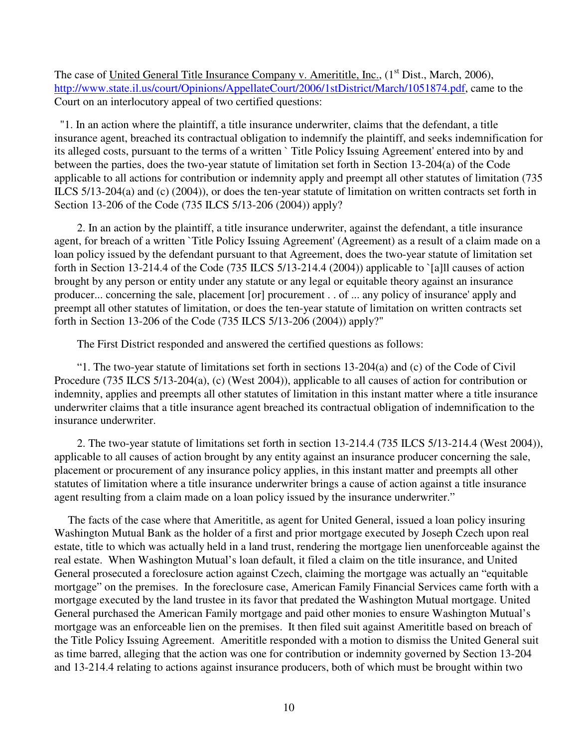The case of United General Title Insurance Company v. Ameritile, Inc., (1st Dist., March, 2006), http://www.state.il.us/court/Opinions/AppellateCourt/2006/1stDistrict/March/1051874.pdf, came to the Court on an interlocutory appeal of two certified questions:

"1. In an action where the plaintiff, a title insurance underwriter, claims that the defendant, a title insurance agent, breached its contractual obligation to indemnify the plaintiff, and seeks indemnification for its alleged costs, pursuant to the terms of a written ` Title Policy Issuing Agreement' entered into by and between the parties, does the two-year statute of limitation set forth in Section 13-204(a) of the Code applicable to all actions for contribution or indemnity apply and preempt all other statutes of limitation (735 ILCS 5/13-204(a) and (c) (2004)), or does the ten-year statute of limitation on written contracts set forth in Section 13-206 of the Code (735 ILCS 5/13-206 (2004)) apply?

2. In an action by the plaintiff, a title insurance underwriter, against the defendant, a title insurance agent, for breach of a written `Title Policy Issuing Agreement' (Agreement) as a result of a claim made on a loan policy issued by the defendant pursuant to that Agreement, does the two-year statute of limitation set forth in Section 13-214.4 of the Code (735 ILCS 5/13-214.4 (2004)) applicable to `[a]ll causes of action brought by any person or entity under any statute or any legal or equitable theory against an insurance producer... concerning the sale, placement [or] procurement . . of ... any policy of insurance' apply and preempt all other statutes of limitation, or does the ten-year statute of limitation on written contracts set forth in Section 13-206 of the Code (735 ILCS 5/13-206 (2004)) apply?"

The First District responded and answered the certified questions as follows:

"1. The two-year statute of limitations set forth in sections 13-204(a) and (c) of the Code of Civil Procedure (735 ILCS 5/13-204(a), (c) (West 2004)), applicable to all causes of action for contribution or indemnity, applies and preempts all other statutes of limitation in this instant matter where a title insurance underwriter claims that a title insurance agent breached its contractual obligation of indemnification to the insurance underwriter.

2. The two-year statute of limitations set forth in section 13-214.4 (735 ILCS 5/13-214.4 (West 2004)), applicable to all causes of action brought by any entity against an insurance producer concerning the sale, placement or procurement of any insurance policy applies, in this instant matter and preempts all other statutes of limitation where a title insurance underwriter brings a cause of action against a title insurance agent resulting from a claim made on a loan policy issued by the insurance underwriter."

The facts of the case where that Ameritile, as agent for United General, issued a loan policy insuring Washington Mutual Bank as the holder of a first and prior mortgage executed by Joseph Czech upon real estate, title to which was actually held in a land trust, rendering the mortgage lien unenforceable against the real estate. When Washington Mutual's loan default, it filed a claim on the title insurance, and United General prosecuted a foreclosure action against Czech, claiming the mortgage was actually an "equitable mortgage" on the premises. In the foreclosure case, American Family Financial Services came forth with a mortgage executed by the land trustee in its favor that predated the Washington Mutual mortgage. United General purchased the American Family mortgage and paid other monies to ensure Washington Mutual's mortgage was an enforceable lien on the premises. It then filed suit against Ameritile based on breach of the Title Policy Issuing Agreement. Ameritile responded with a motion to dismiss the United General suit as time barred, alleging that the action was one for contribution or indemnity governed by Section 13-204 and 13-214.4 relating to actions against insurance producers, both of which must be brought within two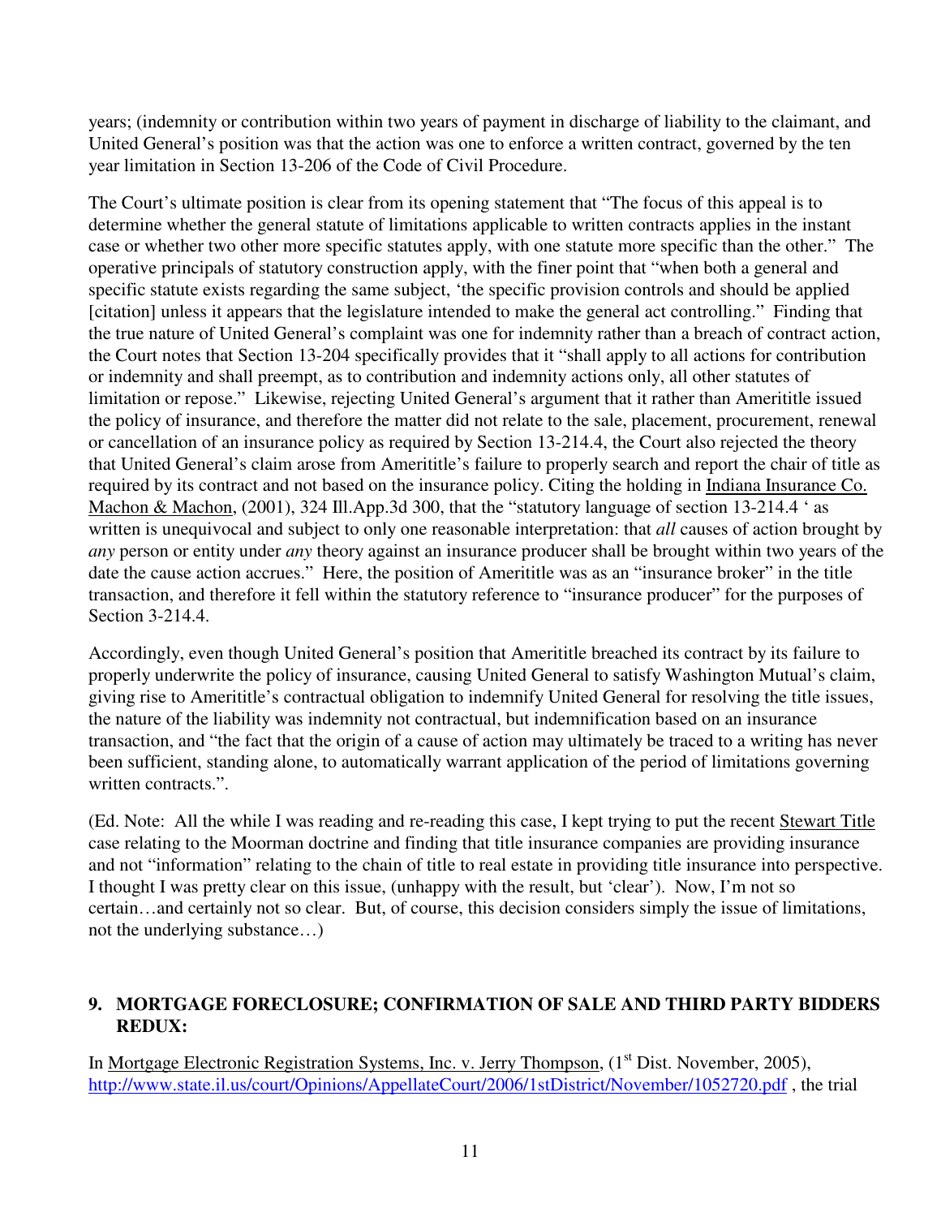years; (indemnity or contribution within two years of payment in discharge of liability to the claimant, and United General's position was that the action was one to enforce a written contract, governed by the ten year limitation in Section 13-206 of the Code of Civil Procedure.

The Court's ultimate position is clear from its opening statement that "The focus of this appeal is to determine whether the general statute of limitations applicable to written contracts applies in the instant case or whether two other more specific statutes apply, with one statute more specific than the other." The operative principals of statutory construction apply, with the finer point that "when both a general and specific statute exists regarding the same subject, 'the specific provision controls and should be applied [citation] unless it appears that the legislature intended to make the general act controlling." Finding that the true nature of United General's complaint was one for indemnity rather than a breach of contract action, the Court notes that Section 13-204 specifically provides that it "shall apply to all actions for contribution or indemnity and shall preempt, as to contribution and indemnity actions only, all other statutes of limitation or repose." Likewise, rejecting United General's argument that it rather than Amerititle issued the policy of insurance, and therefore the matter did not relate to the sale, placement, procurement, renewal or cancellation of an insurance policy as required by Section 13-214.4, the Court also rejected the theory that United General's claim arose from Amerititle's failure to properly search and report the chair of title as required by its contract and not based on the insurance policy. Citing the holding in Indiana Insurance Co. Machon & Machon, (2001), 324 Ill.App.3d 300, that the "statutory language of section 13-214.4 ' as written is unequivocal and subject to only one reasonable interpretation: that *all* causes of action brought by *any* person or entity under *any* theory against an insurance producer shall be brought within two years of the date the cause action accrues." Here, the position of Amerititle was as an "insurance broker" in the title transaction, and therefore it fell within the statutory reference to "insurance producer" for the purposes of Section 3-214.4.

Accordingly, even though United General's position that Amerititle breached its contract by its failure to properly underwrite the policy of insurance, causing United General to satisfy Washington Mutual's claim, giving rise to Amerititle's contractual obligation to indemnify United General for resolving the title issues, the nature of the liability was indemnity not contractual, but indemnification based on an insurance transaction, and "the fact that the origin of a cause of action may ultimately be traced to a writing has never been sufficient, standing alone, to automatically warrant application of the period of limitations governing written contracts.".

(Ed. Note: All the while I was reading and re-reading this case, I kept trying to put the recent Stewart Title case relating to the Moorman doctrine and finding that title insurance companies are providing insurance and not "information" relating to the chain of title to real estate in providing title insurance into perspective. I thought I was pretty clear on this issue, (unhappy with the result, but 'clear'). Now, I'm not so certain…and certainly not so clear. But, of course, this decision considers simply the issue of limitations, not the underlying substance…)

### 9. MORTGAGE FORECLOSURE; CONFIRMATION OF SALE AND THIRD PARTY BIDDERS REDUX:

In Mortgage Electronic Registration Systems, Inc. v. Jerry Thompson, (1st Dist. November, 2005), http://www.state.il.us/court/Opinions/AppellateCourt/2006/1stDistrict/November/1052720.pdf , the trial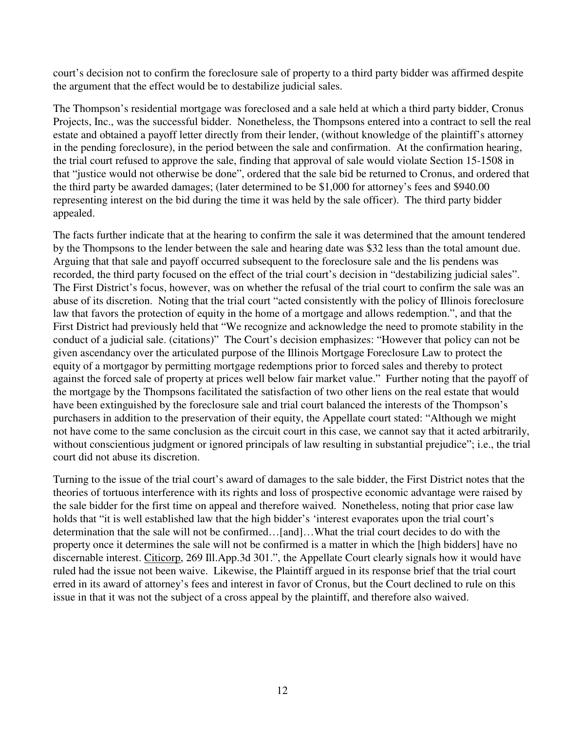court's decision not to confirm the foreclosure sale of property to a third party bidder was affirmed despite the argument that the effect would be to destabilize judicial sales.

The Thompson's residential mortgage was foreclosed and a sale held at which a third party bidder, Cronus Projects, Inc., was the successful bidder. Nonetheless, the Thompsons entered into a contract to sell the real estate and obtained a payoff letter directly from their lender, (without knowledge of the plaintiff's attorney in the pending foreclosure), in the period between the sale and confirmation. At the confirmation hearing, the trial court refused to approve the sale, finding that approval of sale would violate Section 15-1508 in that "justice would not otherwise be done", ordered that the sale bid be returned to Cronus, and ordered that the third party be awarded damages; (later determined to be $1,000 for attorney's fees and $940.00 representing interest on the bid during the time it was held by the sale officer). The third party bidder appealed.

The facts further indicate that at the hearing to confirm the sale it was determined that the amount tendered by the Thompsons to the lender between the sale and hearing date was $32 less than the total amount due. Arguing that that sale and payoff occurred subsequent to the foreclosure sale and the lis pendens was recorded, the third party focused on the effect of the trial court's decision in "destabilizing judicial sales". The First District's focus, however, was on whether the refusal of the trial court to confirm the sale was an abuse of its discretion. Noting that the trial court "acted consistently with the policy of Illinois foreclosure law that favors the protection of equity in the home of a mortgage and allows redemption.", and that the First District had previously held that "We recognize and acknowledge the need to promote stability in the conduct of a judicial sale. (citations)" The Court's decision emphasizes: "However that policy can not be given ascendancy over the articulated purpose of the Illinois Mortgage Foreclosure Law to protect the equity of a mortgagor by permitting mortgage redemptions prior to forced sales and thereby to protect against the forced sale of property at prices well below fair market value." Further noting that the payoff of the mortgage by the Thompsons facilitated the satisfaction of two other liens on the real estate that would have been extinguished by the foreclosure sale and trial court balanced the interests of the Thompson's purchasers in addition to the preservation of their equity, the Appellate court stated: "Although we might not have come to the same conclusion as the circuit court in this case, we cannot say that it acted arbitrarily, without conscientious judgment or ignored principals of law resulting in substantial prejudice"; i.e., the trial court did not abuse its discretion.

Turning to the issue of the trial court's award of damages to the sale bidder, the First District notes that the theories of tortuous interference with its rights and loss of prospective economic advantage were raised by the sale bidder for the first time on appeal and therefore waived. Nonetheless, noting that prior case law holds that "it is well established law that the high bidder's 'interest evaporates upon the trial court's determination that the sale will not be confirmed…[and]…What the trial court decides to do with the property once it determines the sale will not be confirmed is a matter in which the [high bidders] have no discernable interest. Citicorp, 269 Ill.App.3d 301.", the Appellate Court clearly signals how it would have ruled had the issue not been waive. Likewise, the Plaintiff argued in its response brief that the trial court erred in its award of attorney's fees and interest in favor of Cronus, but the Court declined to rule on this issue in that it was not the subject of a cross appeal by the plaintiff, and therefore also waived.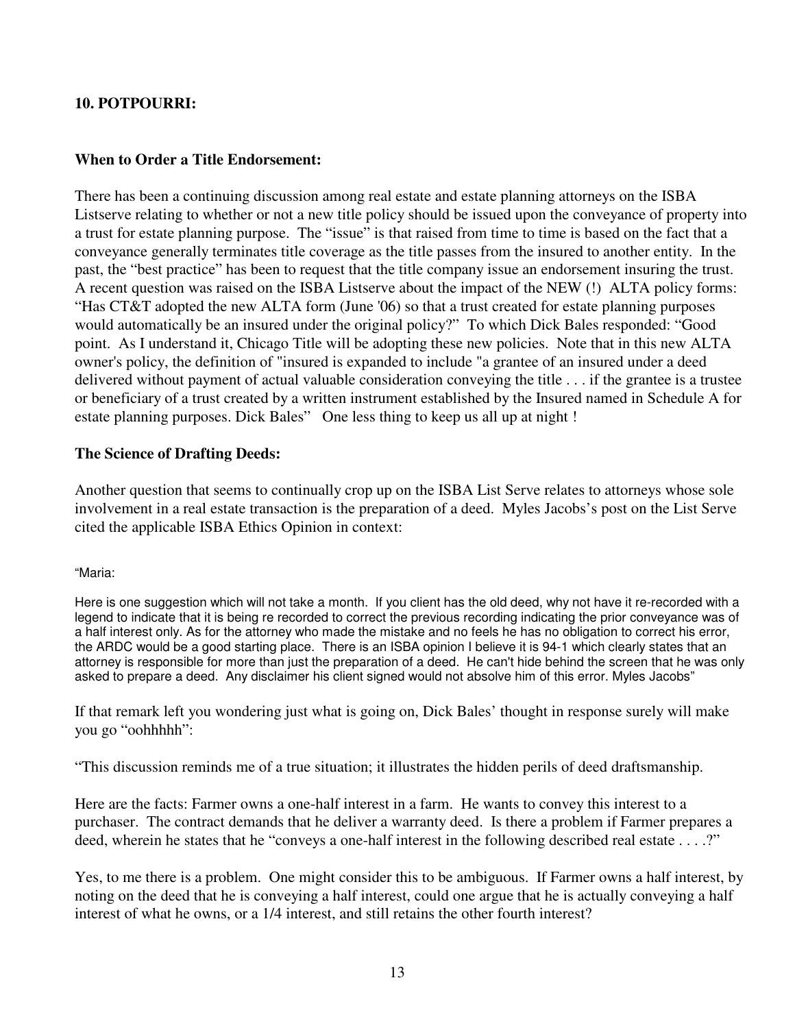## 10. POTPOURRI:

### When to Order a Title Endorsement:

There has been a continuing discussion among real estate and estate planning attorneys on the ISBA Listserve relating to whether or not a new title policy should be issued upon the conveyance of property into a trust for estate planning purpose. The "issue" is that raised from time to time is based on the fact that a conveyance generally terminates title coverage as the title passes from the insured to another entity. In the past, the "best practice" has been to request that the title company issue an endorsement insuring the trust. A recent question was raised on the ISBA Listserve about the impact of the NEW (!) ALTA policy forms: "Has CT&T adopted the new ALTA form (June '06) so that a trust created for estate planning purposes would automatically be an insured under the original policy?" To which Dick Bales responded: "Good point. As I understand it, Chicago Title will be adopting these new policies. Note that in this new ALTA owner's policy, the definition of "insured is expanded to include "a grantee of an insured under a deed delivered without payment of actual valuable consideration conveying the title . . . if the grantee is a trustee or beneficiary of a trust created by a written instrument established by the Insured named in Schedule A for estate planning purposes. Dick Bales" One less thing to keep us all up at night !

### The Science of Drafting Deeds:

Another question that seems to continually crop up on the ISBA List Serve relates to attorneys whose sole involvement in a real estate transaction is the preparation of a deed. Myles Jacobs's post on the List Serve cited the applicable ISBA Ethics Opinion in context:

"Maria:

Here is one suggestion which will not take a month. If you client has the old deed, why not have it re-recorded with a legend to indicate that it is being re recorded to correct the previous recording indicating the prior conveyance was of a half interest only. As for the attorney who made the mistake and no feels he has no obligation to correct his error, the ARDC would be a good starting place. There is an ISBA opinion I believe it is 94-1 which clearly states that an attorney is responsible for more than just the preparation of a deed. He can't hide behind the screen that he was only asked to prepare a deed. Any disclaimer his client signed would not absolve him of this error. Myles Jacobs"

If that remark left you wondering just what is going on, Dick Bales' thought in response surely will make you go "oohhhhh":

"This discussion reminds me of a true situation; it illustrates the hidden perils of deed draftsmanship.

Here are the facts: Farmer owns a one-half interest in a farm. He wants to convey this interest to a purchaser. The contract demands that he deliver a warranty deed. Is there a problem if Farmer prepares a deed, wherein he states that he "conveys a one-half interest in the following described real estate . . . .?"

Yes, to me there is a problem. One might consider this to be ambiguous. If Farmer owns a half interest, by noting on the deed that he is conveying a half interest, could one argue that he is actually conveying a half interest of what he owns, or a 1/4 interest, and still retains the other fourth interest?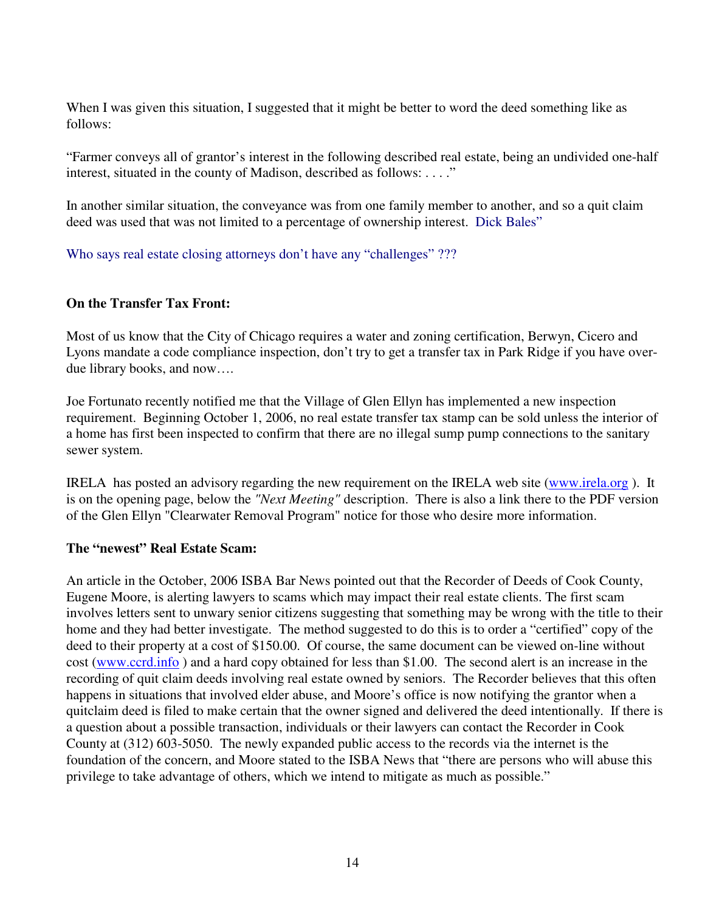When I was given this situation, I suggested that it might be better to word the deed something like as follows:

"Farmer conveys all of grantor's interest in the following described real estate, being an undivided one-half interest, situated in the county of Madison, described as follows: . . . ."

In another similar situation, the conveyance was from one family member to another, and so a quit claim deed was used that was not limited to a percentage of ownership interest. Dick Bales"

Who says real estate closing attorneys don't have any "challenges" ???

**On the Transfer Tax Front:**

Most of us know that the City of Chicago requires a water and zoning certification, Berwyn, Cicero and Lyons mandate a code compliance inspection, don't try to get a transfer tax in Park Ridge if you have over-due library books, and now….

Joe Fortunato recently notified me that the Village of Glen Ellyn has implemented a new inspection requirement. Beginning October 1, 2006, no real estate transfer tax stamp can be sold unless the interior of a home has first been inspected to confirm that there are no illegal sump pump connections to the sanitary sewer system.

IRELA has posted an advisory regarding the new requirement on the IRELA web site (www.irela.org ). It is on the opening page, below the *"Next Meeting"* description. There is also a link there to the PDF version of the Glen Ellyn "Clearwater Removal Program" notice for those who desire more information.

**The "newest" Real Estate Scam:**

An article in the October, 2006 ISBA Bar News pointed out that the Recorder of Deeds of Cook County, Eugene Moore, is alerting lawyers to scams which may impact their real estate clients. The first scam involves letters sent to unwary senior citizens suggesting that something may be wrong with the title to their home and they had better investigate. The method suggested to do this is to order a "certified" copy of the deed to their property at a cost of $150.00. Of course, the same document can be viewed on-line without cost (www.ccrd.info ) and a hard copy obtained for less than $1.00. The second alert is an increase in the recording of quit claim deeds involving real estate owned by seniors. The Recorder believes that this often happens in situations that involved elder abuse, and Moore's office is now notifying the grantor when a quitclaim deed is filed to make certain that the owner signed and delivered the deed intentionally. If there is a question about a possible transaction, individuals or their lawyers can contact the Recorder in Cook County at (312) 603-5050. The newly expanded public access to the records via the internet is the foundation of the concern, and Moore stated to the ISBA News that "there are persons who will abuse this privilege to take advantage of others, which we intend to mitigate as much as possible."